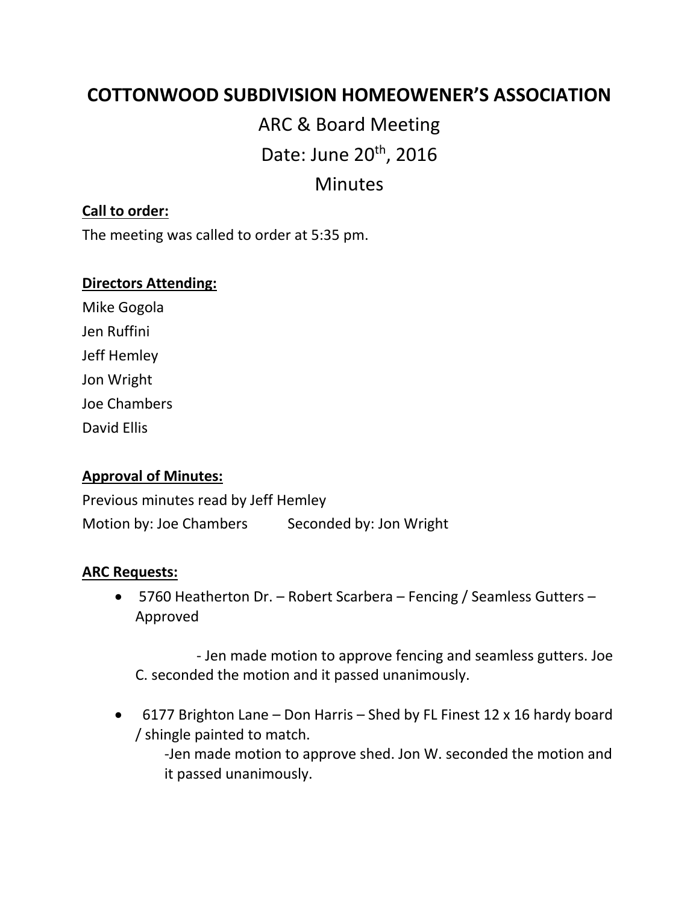# COTTONWOOD SUBDIVISION HOMEOWENER'S ASSOCIATION

## ARC & Board Meeting

## Date: June 20th, 2016

## Minutes

**Call to order:**

The meeting was called to order at 5:35 pm.

**Directors Attending:**

Mike Gogola
Jen Ruffini
Jeff Hemley
Jon Wright
Joe Chambers
David Ellis

**Approval of Minutes:**

Previous minutes read by Jeff Hemley

Motion by: Joe Chambers Seconded by: Jon Wright

**ARC Requests:**

- 5760 Heatherton Dr. – Robert Scarbera – Fencing / Seamless Gutters – Approved

  - Jen made motion to approve fencing and seamless gutters. Joe C. seconded the motion and it passed unanimously.

- 6177 Brighton Lane – Don Harris – Shed by FL Finest 12 x 16 hardy board / shingle painted to match.

  -Jen made motion to approve shed. Jon W. seconded the motion and it passed unanimously.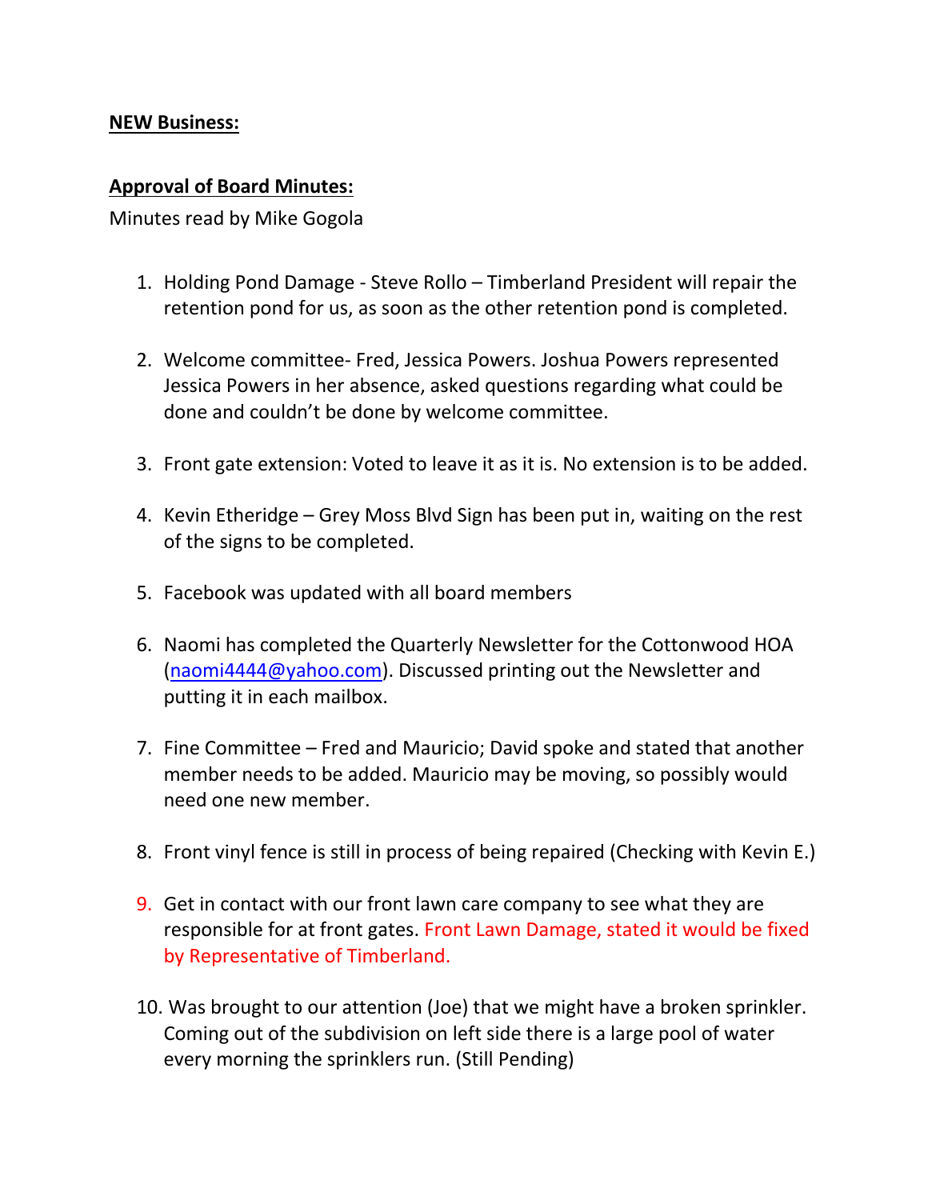**NEW Business:**

**Approval of Board Minutes:**

Minutes read by Mike Gogola

1. Holding Pond Damage - Steve Rollo – Timberland President will repair the retention pond for us, as soon as the other retention pond is completed.

2. Welcome committee- Fred, Jessica Powers. Joshua Powers represented Jessica Powers in her absence, asked questions regarding what could be done and couldn't be done by welcome committee.

3. Front gate extension: Voted to leave it as it is. No extension is to be added.

4. Kevin Etheridge – Grey Moss Blvd Sign has been put in, waiting on the rest of the signs to be completed.

5. Facebook was updated with all board members

6. Naomi has completed the Quarterly Newsletter for the Cottonwood HOA (naomi4444@yahoo.com). Discussed printing out the Newsletter and putting it in each mailbox.

7. Fine Committee – Fred and Mauricio; David spoke and stated that another member needs to be added. Mauricio may be moving, so possibly would need one new member.

8. Front vinyl fence is still in process of being repaired (Checking with Kevin E.)

9. Get in contact with our front lawn care company to see what they are responsible for at front gates. Front Lawn Damage, stated it would be fixed by Representative of Timberland.

10. Was brought to our attention (Joe) that we might have a broken sprinkler. Coming out of the subdivision on left side there is a large pool of water every morning the sprinklers run. (Still Pending)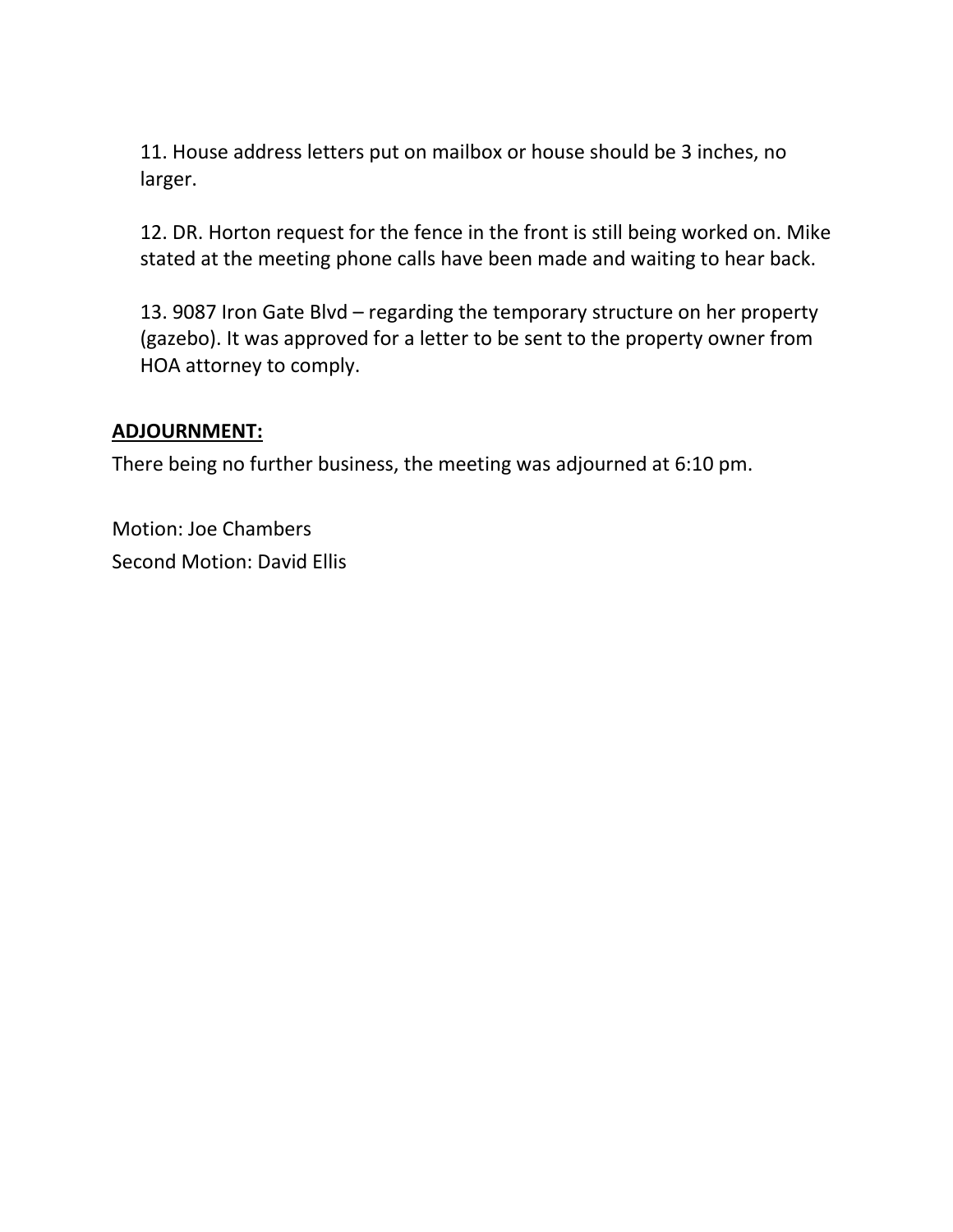11. House address letters put on mailbox or house should be 3 inches, no larger.

12. DR. Horton request for the fence in the front is still being worked on. Mike stated at the meeting phone calls have been made and waiting to hear back.

13. 9087 Iron Gate Blvd – regarding the temporary structure on her property (gazebo). It was approved for a letter to be sent to the property owner from HOA attorney to comply.

**ADJOURNMENT:**

There being no further business, the meeting was adjourned at 6:10 pm.

Motion: Joe Chambers
Second Motion: David Ellis